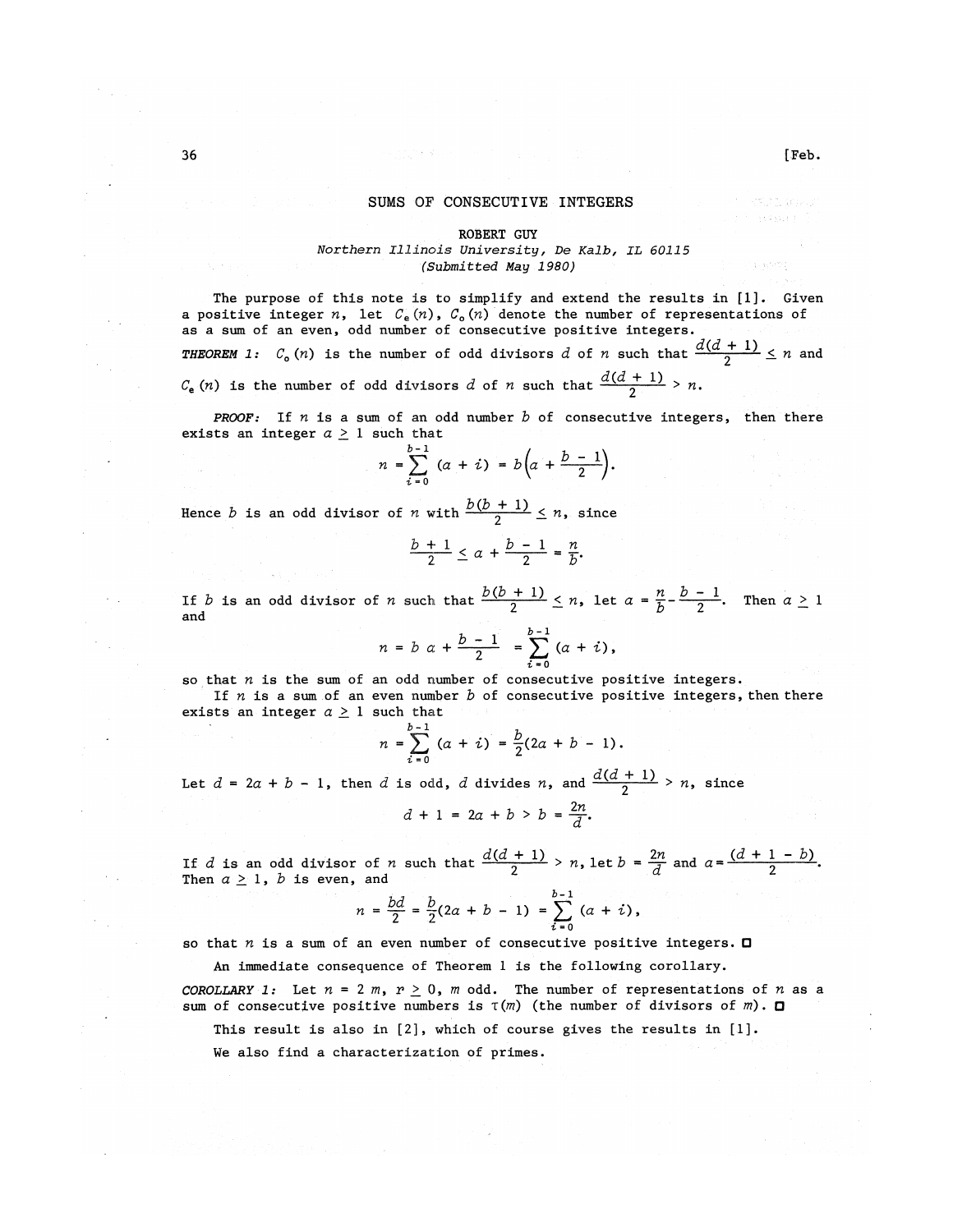# SUMS OF CONSECUTIVE INTEGERS

ROBERT GUY

*Northern Illinois University, De Kalb, IL 60115*

*(Submitted May 1980)*

The purpose of this note is to simplify and extend the results in [1]. Given a positive integer $n$, let $C_e(n)$, $C_o(n)$ denote the number of representations of as a sum of an even, odd number of consecutive positive integers.

***THEOREM 1:*** $C_o(n)$ is the number of odd divisors $d$ of $n$ such that $\frac{d(d+1)}{2} \leq n$ and $C_e(n)$ is the number of odd divisors $d$ of $n$ such that $\frac{d(d+1)}{2} > n$.

*PROOF:* If $n$ is a sum of an odd number $b$ of consecutive integers, then there exists an integer $a \geq 1$ such that

$$n = \sum_{i=0}^{b-1} (a + i) = b\left(a + \frac{b-1}{2}\right).$$

Hence $b$ is an odd divisor of $n$ with $\frac{b(b+1)}{2} \leq n$, since

$$\frac{b+1}{2} \leq a + \frac{b-1}{2} = \frac{n}{b}.$$

If $b$ is an odd divisor of $n$ such that $\frac{b(b+1)}{2} \leq n$, let $a = \frac{n}{b} - \frac{b-1}{2}$. Then $a \geq 1$ and

$$n = b\ a + \frac{b-1}{2} = \sum_{i=0}^{b-1} (a + i),$$

so that $n$ is the sum of an odd number of consecutive positive integers.

If $n$ is a sum of an even number $b$ of consecutive positive integers, then there exists an integer $a \geq 1$ such that

$$n = \sum_{i=0}^{b-1} (a + i) = \frac{b}{2}(2a + b - 1).$$

Let $d = 2a + b - 1$, then $d$ is odd, $d$ divides $n$, and $\frac{d(d+1)}{2} > n$, since

$$d + 1 = 2a + b > b = \frac{2n}{d}.$$

If $d$ is an odd divisor of $n$ such that $\frac{d(d+1)}{2} > n$, let $b = \frac{2n}{d}$ and $a = \frac{(d+1-b)}{2}$. Then $a \geq 1$, $b$ is even, and

$$n = \frac{bd}{2} = \frac{b}{2}(2a + b - 1) = \sum_{i=0}^{b-1} (a + i),$$

so that $n$ is a sum of an even number of consecutive positive integers. □

An immediate consequence of Theorem 1 is the following corollary.

***COROLLARY 1:*** Let $n = 2^r m$, $r \geq 0$, $m$ odd. The number of representations of $n$ as a sum of consecutive positive numbers is $\tau(m)$ (the number of divisors of $m$). □

This result is also in [2], which of course gives the results in [1].

We also find a characterization of primes.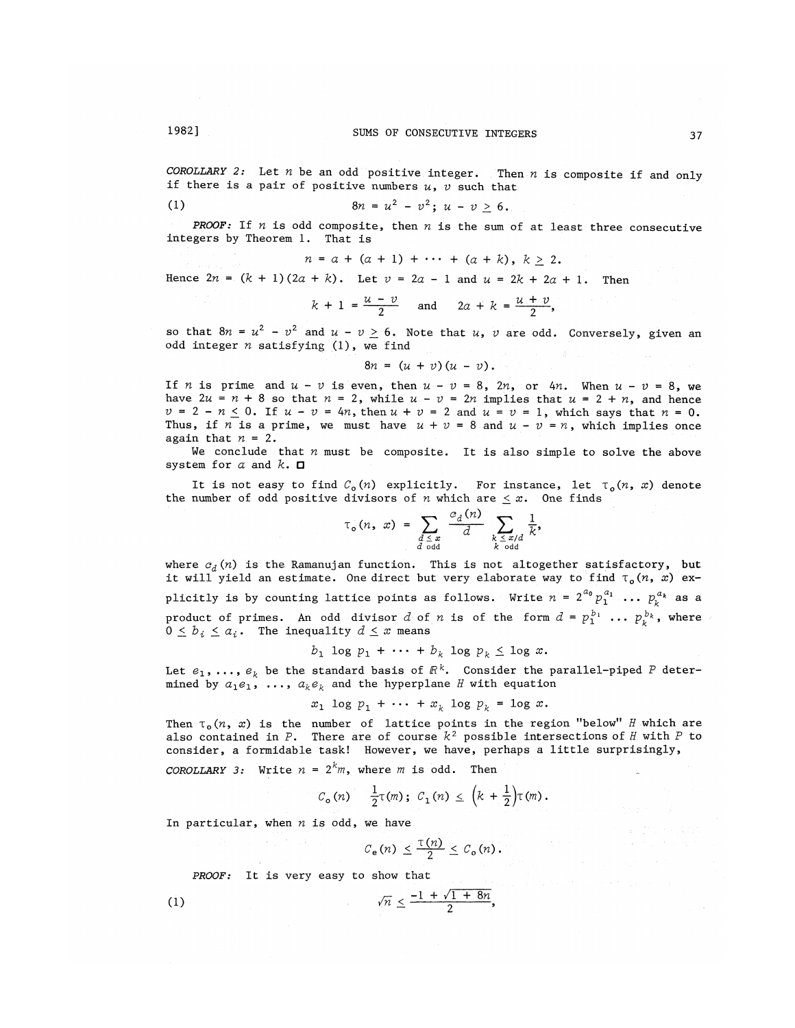*COROLLARY 2:* Let $n$ be an odd positive integer. Then $n$ is composite if and only if there is a pair of positive numbers $u$, $v$ such that

$$8n = u^2 - v^2; \; u - v \geq 6. \tag{1}$$

*PROOF:* If $n$ is odd composite, then $n$ is the sum of at least three consecutive integers by Theorem 1. That is

$$n = a + (a + 1) + \cdots + (a + k), \; k \geq 2.$$

Hence $2n = (k + 1)(2a + k)$. Let $v = 2a - 1$ and $u = 2k + 2a + 1$. Then

$$k + 1 = \frac{u - v}{2} \quad \text{and} \quad 2a + k = \frac{u + v}{2},$$

so that $8n = u^2 - v^2$ and $u - v \geq 6$. Note that $u$, $v$ are odd. Conversely, given an odd integer $n$ satisfying (1), we find

$$8n = (u + v)(u - v).$$

If $n$ is prime and $u - v$ is even, then $u - v = 8$, $2n$, or $4n$. When $u - v = 8$, we have $2u = n + 8$ so that $n = 2$, while $u - v = 2n$ implies that $u = 2 + n$, and hence $v = 2 - n \leq 0$. If $u - v = 4n$, then $u + v = 2$ and $u = v = 1$, which says that $n = 0$. Thus, if $n$ is a prime, we must have $u + v = 8$ and $u - v = n$, which implies once again that $n = 2$.

We conclude that $n$ must be composite. It is also simple to solve the above system for $a$ and $k$. □

It is not easy to find $C_o(n)$ explicitly. For instance, let $\tau_o(n, x)$ denote the number of odd positive divisors of $n$ which are $\leq x$. One finds

$$\tau_o(n, x) = \sum_{\substack{d \leq x \\ d \text{ odd}}} \frac{c_d(n)}{d} \sum_{\substack{k \leq x/d \\ k \text{ odd}}} \frac{1}{k},$$

where $c_d(n)$ is the Ramanujan function. This is not altogether satisfactory, but it will yield an estimate. One direct but very elaborate way to find $\tau_o(n, x)$ explicitly is by counting lattice points as follows. Write $n = 2^{a_0} p_1^{a_1} \ldots p_k^{a_k}$ as a product of primes. An odd divisor $d$ of $n$ is of the form $d = p_1^{b_1} \ldots p_k^{b_k}$, where $0 \leq b_i \leq a_i$. The inequality $d \leq x$ means

$$b_1 \log p_1 + \cdots + b_k \log p_k \leq \log x.$$

Let $e_1, \ldots, e_k$ be the standard basis of $\mathbb{R}^k$. Consider the parallel-piped $P$ determined by $a_1 e_1, \ldots, a_k e_k$ and the hyperplane $H$ with equation

$$x_1 \log p_1 + \cdots + x_k \log p_k = \log x.$$

Then $\tau_o(n, x)$ is the number of lattice points in the region "below" $H$ which are also contained in $P$. There are of course $k^2$ possible intersections of $H$ with $P$ to consider, a formidable task! However, we have, perhaps a little surprisingly,

*COROLLARY 3:* Write $n = 2^k m$, where $m$ is odd. Then

$$C_o(n) \quad \frac{1}{2}\tau(m); \; C_1(n) \leq \left(k + \frac{1}{2}\right)\tau(m).$$

In particular, when $n$ is odd, we have

$$C_e(n) \leq \frac{\tau(n)}{2} \leq C_o(n).$$

*PROOF:* It is very easy to show that

$$\sqrt{n} \leq \frac{-1 + \sqrt{1 + 8n}}{2}, \tag{1}$$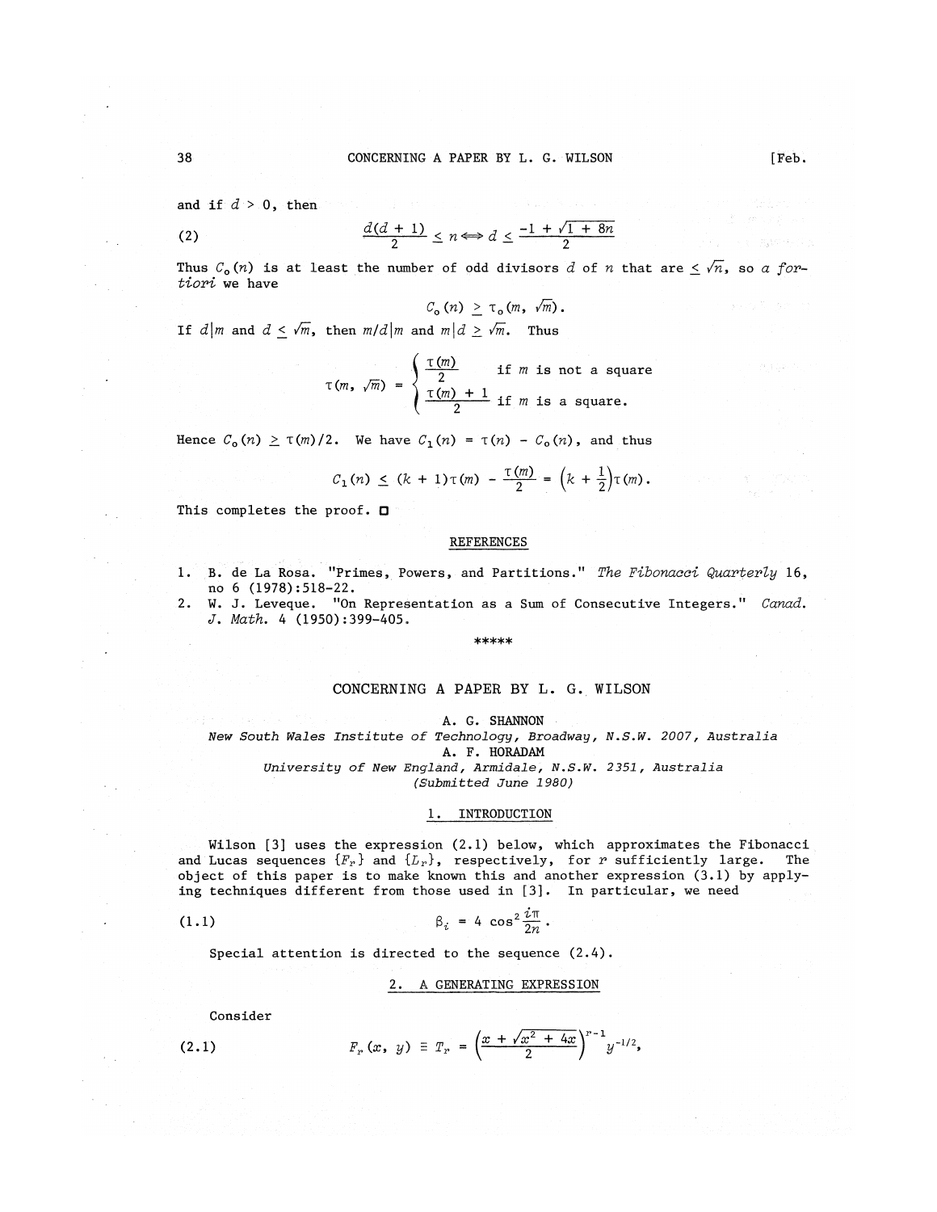and if $d > 0$, then

$$\frac{d(d+1)}{2} \leq n \Leftrightarrow d \leq \frac{-1 + \sqrt{1 + 8n}}{2} \tag{2}$$

Thus $C_0(n)$ is at least the number of odd divisors $d$ of $n$ that are $\leq \sqrt{n}$, so *a fortiori* we have

$$C_0(n) \geq \tau_0(m, \sqrt{m}).$$

If $d|m$ and $d \leq \sqrt{m}$, then $m/d|m$ and $m|d \geq \sqrt{m}$. Thus

$$\tau(m, \sqrt{m}) = \begin{cases} \dfrac{\tau(m)}{2} & \text{if } m \text{ is not a square} \\ \dfrac{\tau(m)+1}{2} & \text{if } m \text{ is a square.} \end{cases}$$

Hence $C_0(n) \geq \tau(m)/2$. We have $C_1(n) = \tau(n) - C_0(n)$, and thus

$$C_1(n) \leq (k+1)\tau(m) - \frac{\tau(m)}{2} = \left(k + \frac{1}{2}\right)\tau(m).$$

This completes the proof. □

## REFERENCES

1. B. de La Rosa. "Primes, Powers, and Partitions." *The Fibonacci Quarterly* 16, no 6 (1978):518-22.
2. W. J. Leveque. "On Representation as a Sum of Consecutive Integers." *Canad. J. Math.* 4 (1950):399-405.

\*\*\*\*\*

# CONCERNING A PAPER BY L. G. WILSON

A. G. SHANNON

*New South Wales Institute of Technology, Broadway, N.S.W. 2007, Australia*

A. F. HORADAM

*University of New England, Armidale, N.S.W. 2351, Australia*

*(Submitted June 1980)*

## 1. INTRODUCTION

Wilson [3] uses the expression (2.1) below, which approximates the Fibonacci and Lucas sequences $\{F_r\}$ and $\{L_r\}$, respectively, for $r$ sufficiently large. The object of this paper is to make known this and another expression (3.1) by applying techniques different from those used in [3]. In particular, we need

$$\beta_i = 4\cos^2\frac{i\pi}{2n}. \tag{1.1}$$

Special attention is directed to the sequence (2.4).

## 2. A GENERATING EXPRESSION

Consider

$$F_r(x, y) \equiv T_r = \left(\frac{x + \sqrt{x^2 + 4x}}{2}\right)^{r-1} y^{-1/2}, \tag{2.1}$$